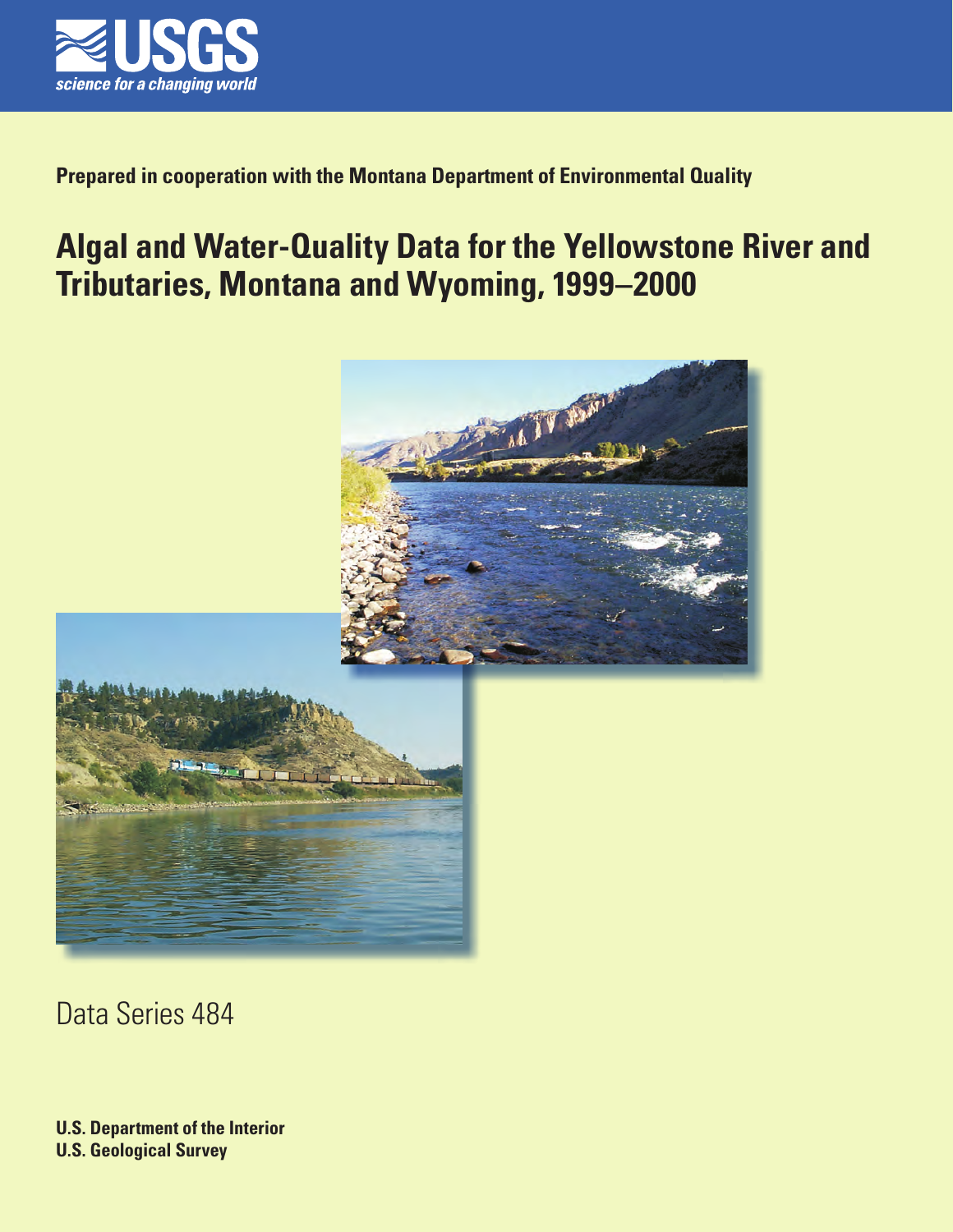USGS

science for a changing world

**Prepared in cooperation with the Montana Department of Environmental Quality**

# Algal and Water-Quality Data for the Yellowstone River and Tributaries, Montana and Wyoming, 1999–2000

Data Series 484

**U.S. Department of the Interior**
**U.S. Geological Survey**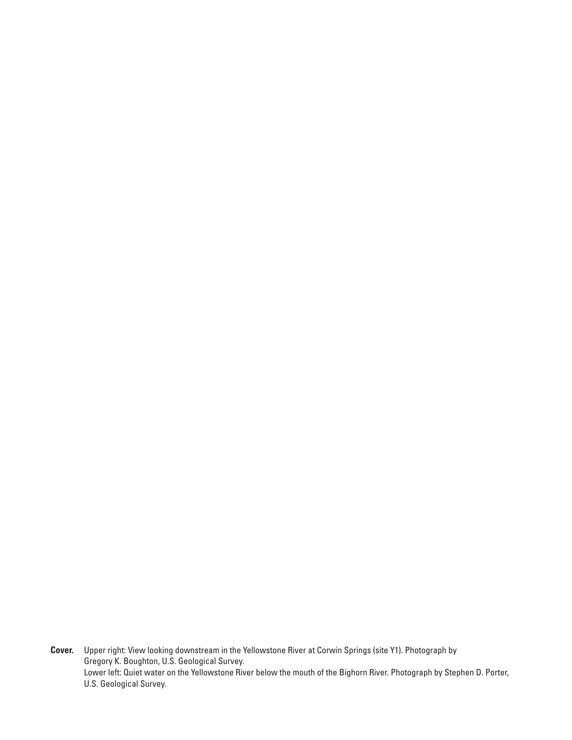**Cover.** Upper right: View looking downstream in the Yellowstone River at Corwin Springs (site Y1). Photograph by Gregory K. Boughton, U.S. Geological Survey.
Lower left: Quiet water on the Yellowstone River below the mouth of the Bighorn River. Photograph by Stephen D. Porter, U.S. Geological Survey.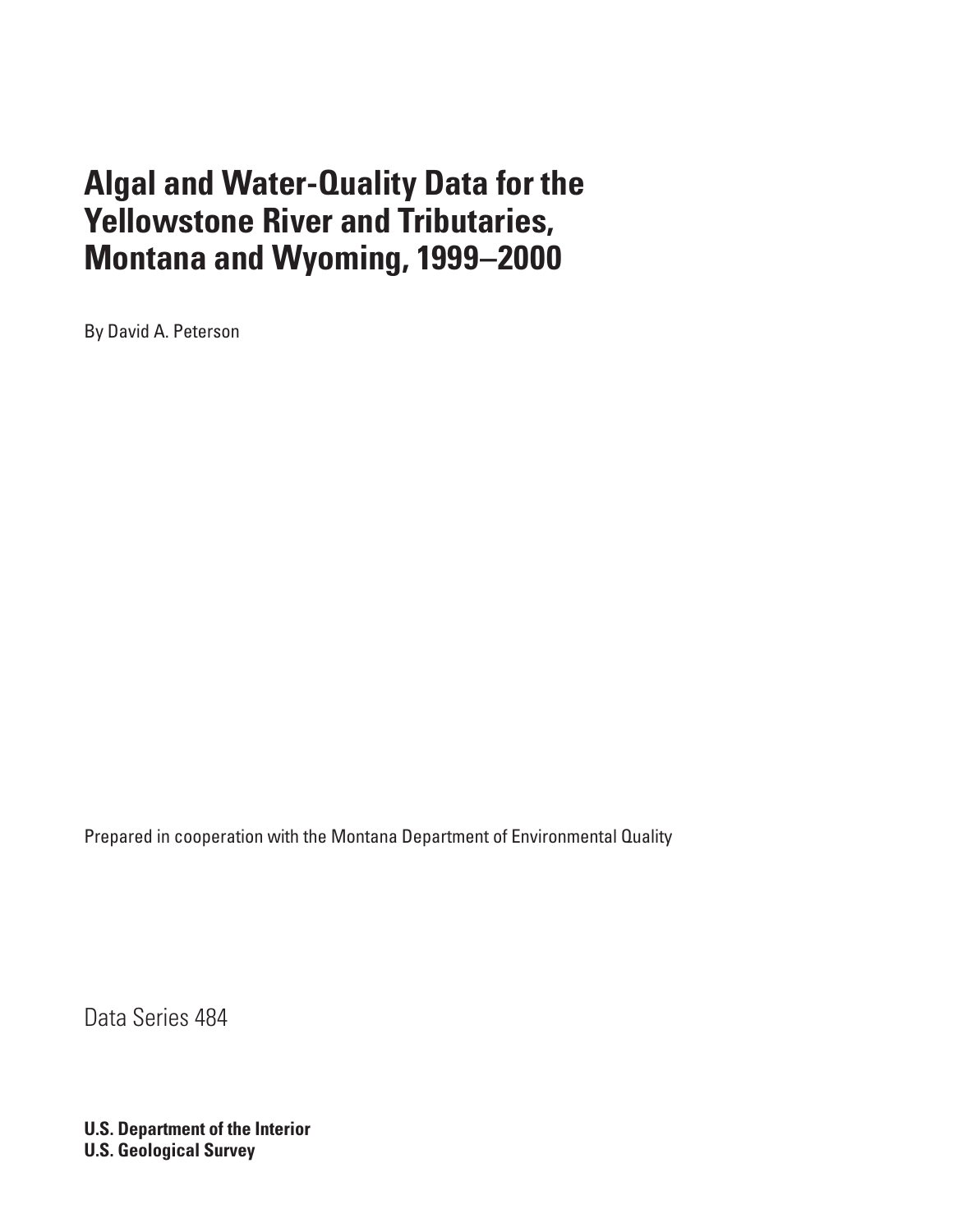# Algal and Water-Quality Data for the Yellowstone River and Tributaries, Montana and Wyoming, 1999–2000

By David A. Peterson

Prepared in cooperation with the Montana Department of Environmental Quality

Data Series 484

**U.S. Department of the Interior**
**U.S. Geological Survey**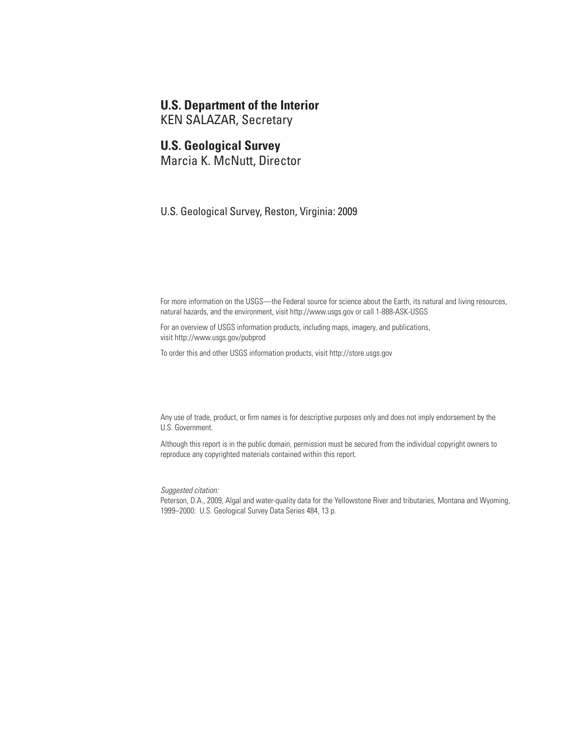**U.S. Department of the Interior**
KEN SALAZAR, Secretary

**U.S. Geological Survey**
Marcia K. McNutt, Director

U.S. Geological Survey, Reston, Virginia: 2009

For more information on the USGS—the Federal source for science about the Earth, its natural and living resources, natural hazards, and the environment, visit http://www.usgs.gov or call 1-888-ASK-USGS

For an overview of USGS information products, including maps, imagery, and publications, visit http://www.usgs.gov/pubprod

To order this and other USGS information products, visit http://store.usgs.gov

Any use of trade, product, or firm names is for descriptive purposes only and does not imply endorsement by the U.S. Government.

Although this report is in the public domain, permission must be secured from the individual copyright owners to reproduce any copyrighted materials contained within this report.

*Suggested citation:*
Peterson, D.A., 2009, Algal and water-quality data for the Yellowstone River and tributaries, Montana and Wyoming, 1999–2000: U.S. Geological Survey Data Series 484, 13 p.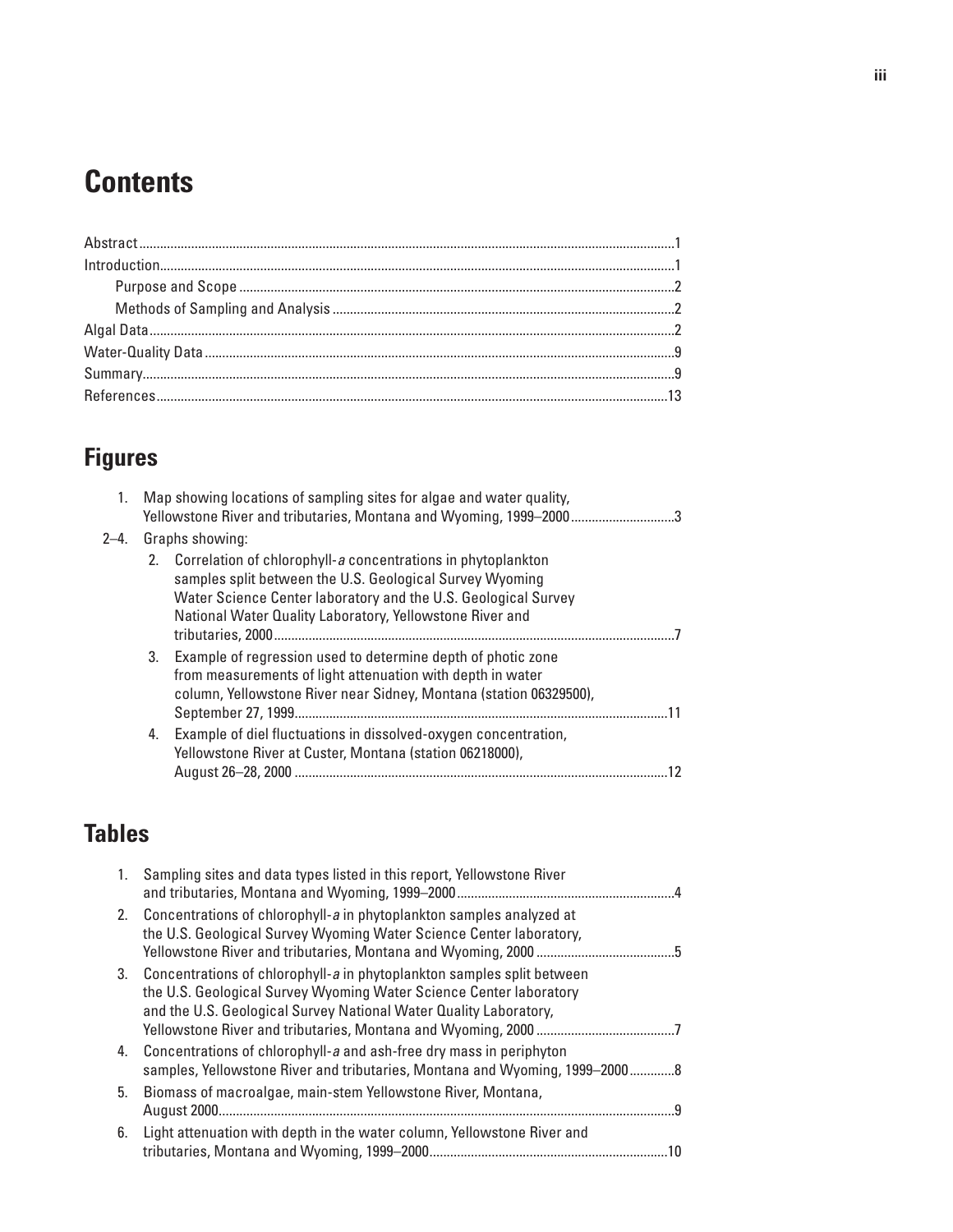# Contents

Abstract ........................................................................................................................................................1

Introduction...................................................................................................................................................1

    Purpose and Scope ...........................................................................................................................2

    Methods of Sampling and Analysis .................................................................................................2

Algal Data......................................................................................................................................................2

Water-Quality Data ......................................................................................................................................9

Summary........................................................................................................................................................9

References..................................................................................................................................................13

# Figures

1. Map showing locations of sampling sites for algae and water quality, Yellowstone River and tributaries, Montana and Wyoming, 1999–2000.............................3

2–4. Graphs showing:

    2. Correlation of chlorophyll-*a* concentrations in phytoplankton samples split between the U.S. Geological Survey Wyoming Water Science Center laboratory and the U.S. Geological Survey National Water Quality Laboratory, Yellowstone River and tributaries, 2000..................................................................................................................7

    3. Example of regression used to determine depth of photic zone from measurements of light attenuation with depth in water column, Yellowstone River near Sidney, Montana (station 06329500), September 27, 1999...........................................................................................................11

    4. Example of diel fluctuations in dissolved-oxygen concentration, Yellowstone River at Custer, Montana (station 06218000), August 26–28, 2000 ...........................................................................................................12

# Tables

1. Sampling sites and data types listed in this report, Yellowstone River and tributaries, Montana and Wyoming, 1999–2000..............................................................4
2. Concentrations of chlorophyll-*a* in phytoplankton samples analyzed at the U.S. Geological Survey Wyoming Water Science Center laboratory, Yellowstone River and tributaries, Montana and Wyoming, 2000 .......................................5
3. Concentrations of chlorophyll-*a* in phytoplankton samples split between the U.S. Geological Survey Wyoming Water Science Center laboratory and the U.S. Geological Survey National Water Quality Laboratory, Yellowstone River and tributaries, Montana and Wyoming, 2000 .......................................7
4. Concentrations of chlorophyll-*a* and ash-free dry mass in periphyton samples, Yellowstone River and tributaries, Montana and Wyoming, 1999–2000............8
5. Biomass of macroalgae, main-stem Yellowstone River, Montana, August 2000..................................................................................................................................9
6. Light attenuation with depth in the water column, Yellowstone River and tributaries, Montana and Wyoming, 1999–2000....................................................................10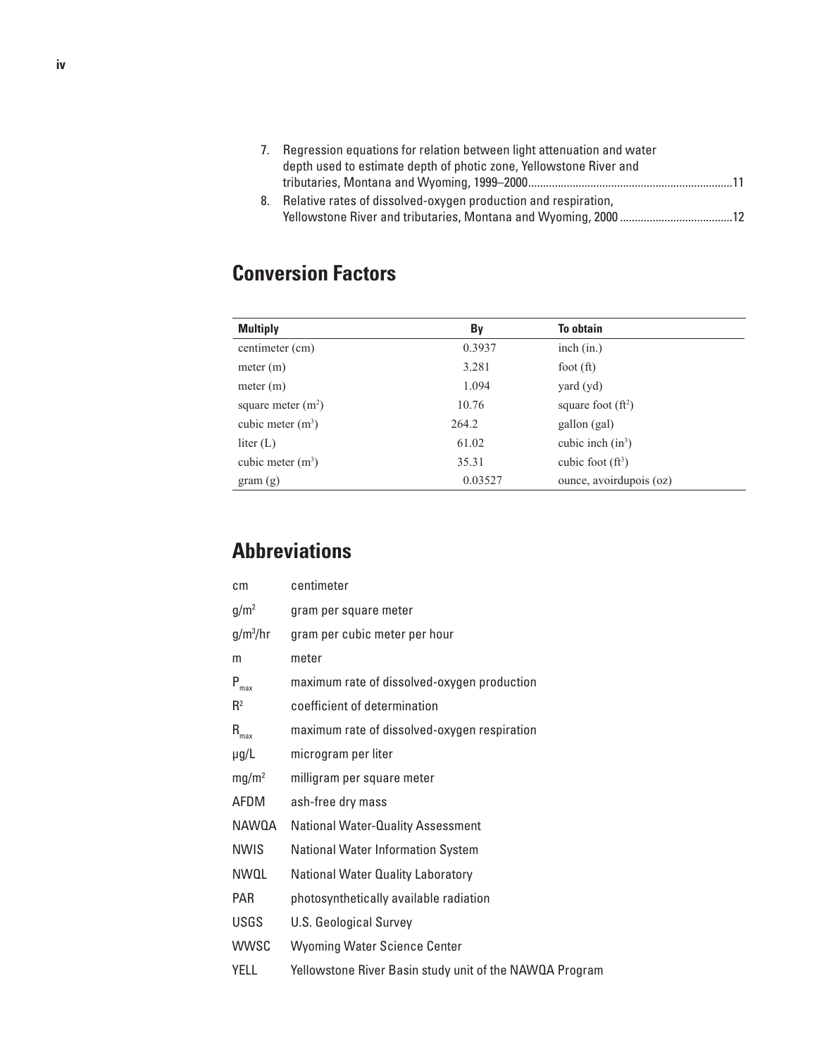7. Regression equations for relation between light attenuation and water depth used to estimate depth of photic zone, Yellowstone River and tributaries, Montana and Wyoming, 1999–2000....................................................................11
8. Relative rates of dissolved-oxygen production and respiration, Yellowstone River and tributaries, Montana and Wyoming, 2000 .....................................12

## Conversion Factors

| Multiply | By | To obtain |
|---|---|---|
| centimeter (cm) | 0.3937 | inch (in.) |
| meter (m) | 3.281 | foot (ft) |
| meter (m) | 1.094 | yard (yd) |
| square meter ($m^2$) | 10.76 | square foot ($ft^2$) |
| cubic meter ($m^3$) | 264.2 | gallon (gal) |
| liter (L) | 61.02 | cubic inch ($in^3$) |
| cubic meter ($m^3$) | 35.31 | cubic foot ($ft^3$) |
| gram (g) | 0.03527 | ounce, avoirdupois (oz) |

## Abbreviations

| | |
|---|---|
| cm | centimeter |
| $g/m^2$ | gram per square meter |
| $g/m^3/hr$ | gram per cubic meter per hour |
| m | meter |
| $P_{max}$ | maximum rate of dissolved-oxygen production |
| $R^2$ | coefficient of determination |
| $R_{max}$ | maximum rate of dissolved-oxygen respiration |
| µg/L | microgram per liter |
| $mg/m^2$ | milligram per square meter |
| AFDM | ash-free dry mass |
| NAWQA | National Water-Quality Assessment |
| NWIS | National Water Information System |
| NWQL | National Water Quality Laboratory |
| PAR | photosynthetically available radiation |
| USGS | U.S. Geological Survey |
| WWSC | Wyoming Water Science Center |
| YELL | Yellowstone River Basin study unit of the NAWQA Program |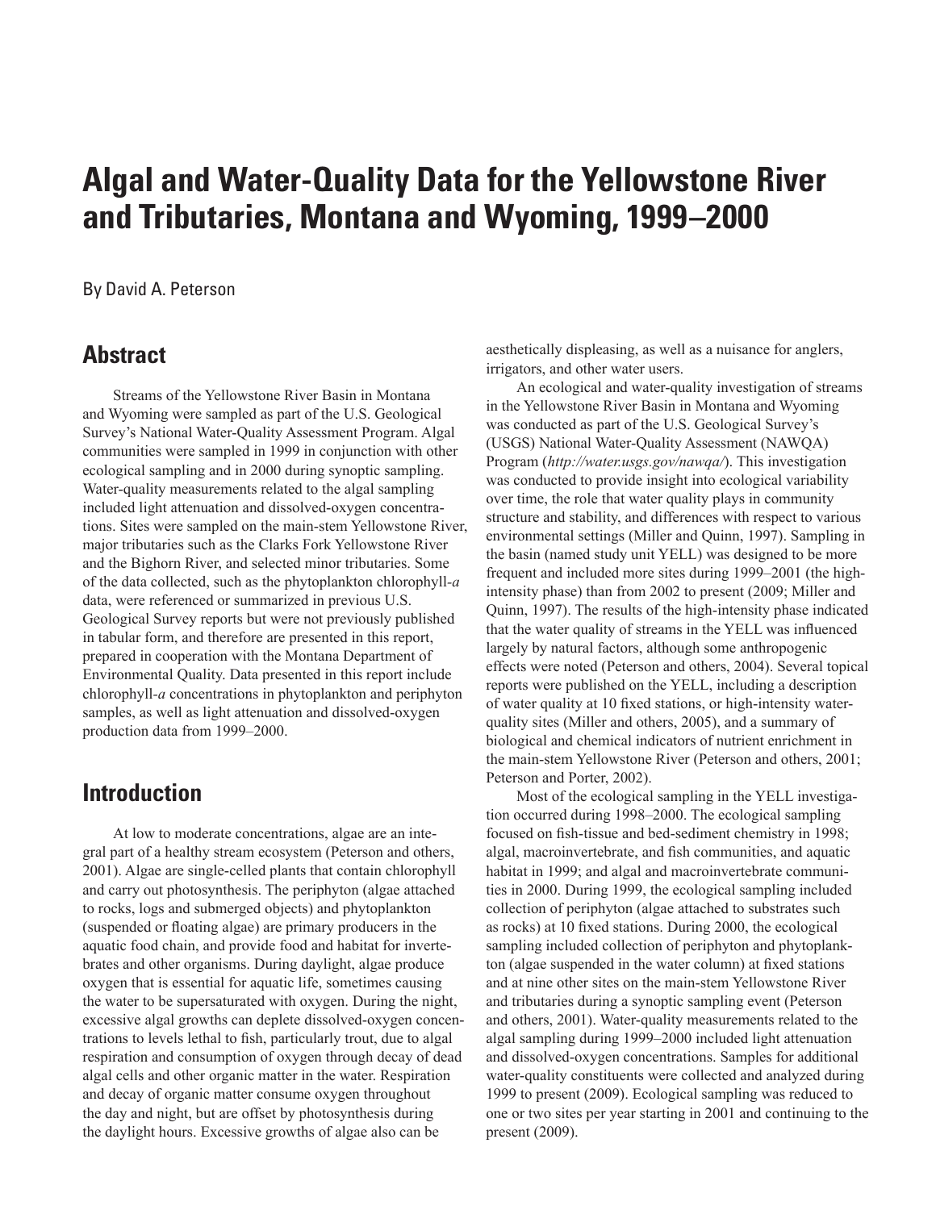# Algal and Water-Quality Data for the Yellowstone River and Tributaries, Montana and Wyoming, 1999–2000

By David A. Peterson

## Abstract

Streams of the Yellowstone River Basin in Montana and Wyoming were sampled as part of the U.S. Geological Survey's National Water-Quality Assessment Program. Algal communities were sampled in 1999 in conjunction with other ecological sampling and in 2000 during synoptic sampling. Water-quality measurements related to the algal sampling included light attenuation and dissolved-oxygen concentrations. Sites were sampled on the main-stem Yellowstone River, major tributaries such as the Clarks Fork Yellowstone River and the Bighorn River, and selected minor tributaries. Some of the data collected, such as the phytoplankton chlorophyll-*a* data, were referenced or summarized in previous U.S. Geological Survey reports but were not previously published in tabular form, and therefore are presented in this report, prepared in cooperation with the Montana Department of Environmental Quality. Data presented in this report include chlorophyll-*a* concentrations in phytoplankton and periphyton samples, as well as light attenuation and dissolved-oxygen production data from 1999–2000.

## Introduction

At low to moderate concentrations, algae are an integral part of a healthy stream ecosystem (Peterson and others, 2001). Algae are single-celled plants that contain chlorophyll and carry out photosynthesis. The periphyton (algae attached to rocks, logs and submerged objects) and phytoplankton (suspended or floating algae) are primary producers in the aquatic food chain, and provide food and habitat for invertebrates and other organisms. During daylight, algae produce oxygen that is essential for aquatic life, sometimes causing the water to be supersaturated with oxygen. During the night, excessive algal growths can deplete dissolved-oxygen concentrations to levels lethal to fish, particularly trout, due to algal respiration and consumption of oxygen through decay of dead algal cells and other organic matter in the water. Respiration and decay of organic matter consume oxygen throughout the day and night, but are offset by photosynthesis during the daylight hours. Excessive growths of algae also can be aesthetically displeasing, as well as a nuisance for anglers, irrigators, and other water users.

An ecological and water-quality investigation of streams in the Yellowstone River Basin in Montana and Wyoming was conducted as part of the U.S. Geological Survey's (USGS) National Water-Quality Assessment (NAWQA) Program (*http://water.usgs.gov/nawqa/*). This investigation was conducted to provide insight into ecological variability over time, the role that water quality plays in community structure and stability, and differences with respect to various environmental settings (Miller and Quinn, 1997). Sampling in the basin (named study unit YELL) was designed to be more frequent and included more sites during 1999–2001 (the high-intensity phase) than from 2002 to present (2009; Miller and Quinn, 1997). The results of the high-intensity phase indicated that the water quality of streams in the YELL was influenced largely by natural factors, although some anthropogenic effects were noted (Peterson and others, 2004). Several topical reports were published on the YELL, including a description of water quality at 10 fixed stations, or high-intensity water-quality sites (Miller and others, 2005), and a summary of biological and chemical indicators of nutrient enrichment in the main-stem Yellowstone River (Peterson and others, 2001; Peterson and Porter, 2002).

Most of the ecological sampling in the YELL investigation occurred during 1998–2000. The ecological sampling focused on fish-tissue and bed-sediment chemistry in 1998; algal, macroinvertebrate, and fish communities, and aquatic habitat in 1999; and algal and macroinvertebrate communities in 2000. During 1999, the ecological sampling included collection of periphyton (algae attached to substrates such as rocks) at 10 fixed stations. During 2000, the ecological sampling included collection of periphyton and phytoplankton (algae suspended in the water column) at fixed stations and at nine other sites on the main-stem Yellowstone River and tributaries during a synoptic sampling event (Peterson and others, 2001). Water-quality measurements related to the algal sampling during 1999–2000 included light attenuation and dissolved-oxygen concentrations. Samples for additional water-quality constituents were collected and analyzed during 1999 to present (2009). Ecological sampling was reduced to one or two sites per year starting in 2001 and continuing to the present (2009).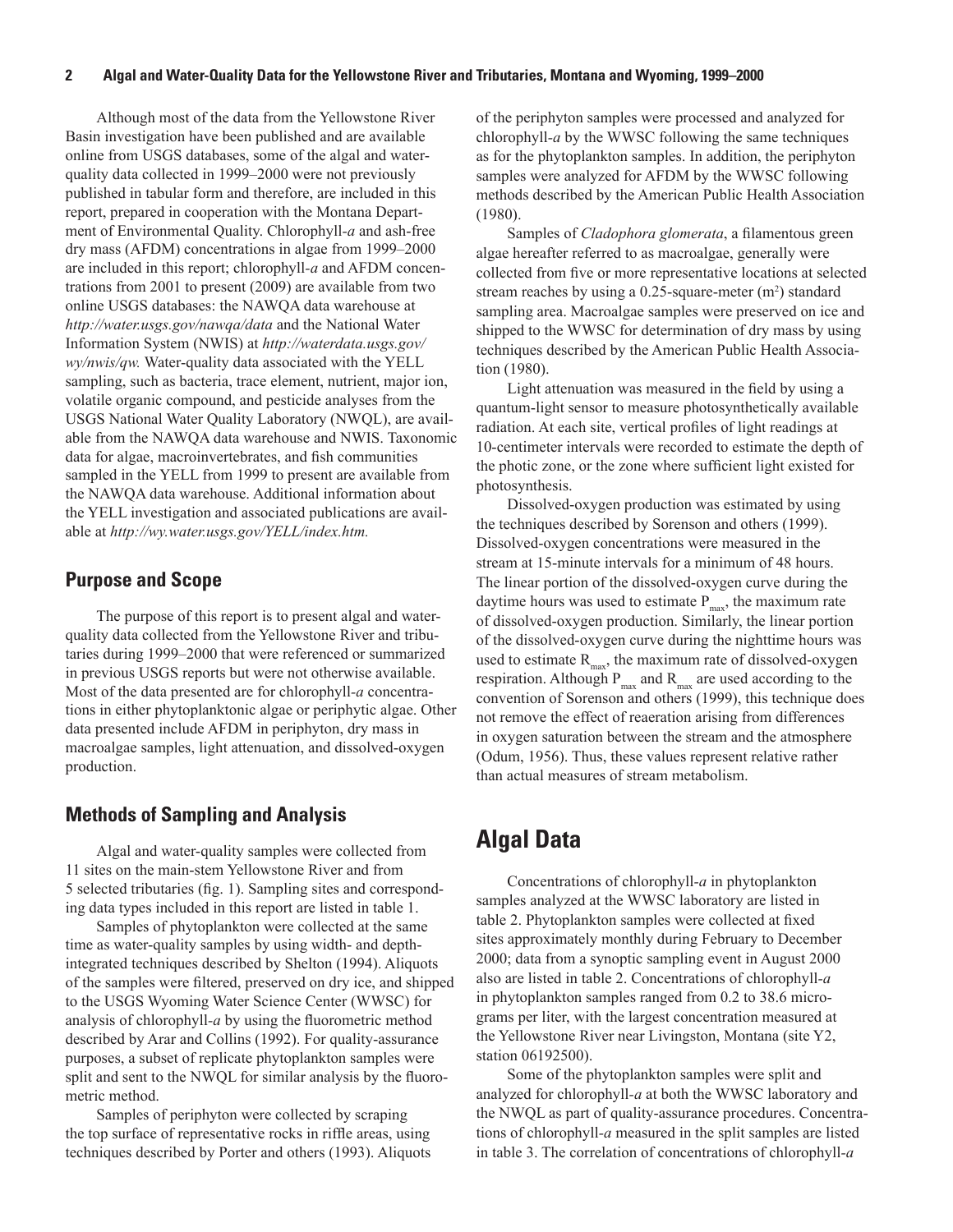Although most of the data from the Yellowstone River Basin investigation have been published and are available online from USGS databases, some of the algal and water-quality data collected in 1999–2000 were not previously published in tabular form and therefore, are included in this report, prepared in cooperation with the Montana Department of Environmental Quality. Chlorophyll-*a* and ash-free dry mass (AFDM) concentrations in algae from 1999–2000 are included in this report; chlorophyll-*a* and AFDM concentrations from 2001 to present (2009) are available from two online USGS databases: the NAWQA data warehouse at *http://water.usgs.gov/nawqa/data* and the National Water Information System (NWIS) at *http://waterdata.usgs.gov/wy/nwis/qw.* Water-quality data associated with the YELL sampling, such as bacteria, trace element, nutrient, major ion, volatile organic compound, and pesticide analyses from the USGS National Water Quality Laboratory (NWQL), are available from the NAWQA data warehouse and NWIS. Taxonomic data for algae, macroinvertebrates, and fish communities sampled in the YELL from 1999 to present are available from the NAWQA data warehouse. Additional information about the YELL investigation and associated publications are available at *http://wy.water.usgs.gov/YELL/index.htm.*

## Purpose and Scope

The purpose of this report is to present algal and water-quality data collected from the Yellowstone River and tributaries during 1999–2000 that were referenced or summarized in previous USGS reports but were not otherwise available. Most of the data presented are for chlorophyll-*a* concentrations in either phytoplanktonic algae or periphytic algae. Other data presented include AFDM in periphyton, dry mass in macroalgae samples, light attenuation, and dissolved-oxygen production.

## Methods of Sampling and Analysis

Algal and water-quality samples were collected from 11 sites on the main-stem Yellowstone River and from 5 selected tributaries (fig. 1). Sampling sites and corresponding data types included in this report are listed in table 1.

Samples of phytoplankton were collected at the same time as water-quality samples by using width- and depth-integrated techniques described by Shelton (1994). Aliquots of the samples were filtered, preserved on dry ice, and shipped to the USGS Wyoming Water Science Center (WWSC) for analysis of chlorophyll-*a* by using the fluorometric method described by Arar and Collins (1992). For quality-assurance purposes, a subset of replicate phytoplankton samples were split and sent to the NWQL for similar analysis by the fluorometric method.

Samples of periphyton were collected by scraping the top surface of representative rocks in riffle areas, using techniques described by Porter and others (1993). Aliquots of the periphyton samples were processed and analyzed for chlorophyll-*a* by the WWSC following the same techniques as for the phytoplankton samples. In addition, the periphyton samples were analyzed for AFDM by the WWSC following methods described by the American Public Health Association (1980).

Samples of *Cladophora glomerata*, a filamentous green algae hereafter referred to as macroalgae, generally were collected from five or more representative locations at selected stream reaches by using a 0.25-square-meter ($m^2$) standard sampling area. Macroalgae samples were preserved on ice and shipped to the WWSC for determination of dry mass by using techniques described by the American Public Health Association (1980).

Light attenuation was measured in the field by using a quantum-light sensor to measure photosynthetically available radiation. At each site, vertical profiles of light readings at 10-centimeter intervals were recorded to estimate the depth of the photic zone, or the zone where sufficient light existed for photosynthesis.

Dissolved-oxygen production was estimated by using the techniques described by Sorenson and others (1999). Dissolved-oxygen concentrations were measured in the stream at 15-minute intervals for a minimum of 48 hours. The linear portion of the dissolved-oxygen curve during the daytime hours was used to estimate $P_{max}$, the maximum rate of dissolved-oxygen production. Similarly, the linear portion of the dissolved-oxygen curve during the nighttime hours was used to estimate $R_{max}$, the maximum rate of dissolved-oxygen respiration. Although $P_{max}$ and $R_{max}$ are used according to the convention of Sorenson and others (1999), this technique does not remove the effect of reaeration arising from differences in oxygen saturation between the stream and the atmosphere (Odum, 1956). Thus, these values represent relative rather than actual measures of stream metabolism.

# Algal Data

Concentrations of chlorophyll-*a* in phytoplankton samples analyzed at the WWSC laboratory are listed in table 2. Phytoplankton samples were collected at fixed sites approximately monthly during February to December 2000; data from a synoptic sampling event in August 2000 also are listed in table 2. Concentrations of chlorophyll-*a* in phytoplankton samples ranged from 0.2 to 38.6 micrograms per liter, with the largest concentration measured at the Yellowstone River near Livingston, Montana (site Y2, station 06192500).

Some of the phytoplankton samples were split and analyzed for chlorophyll-*a* at both the WWSC laboratory and the NWQL as part of quality-assurance procedures. Concentrations of chlorophyll-*a* measured in the split samples are listed in table 3. The correlation of concentrations of chlorophyll-*a*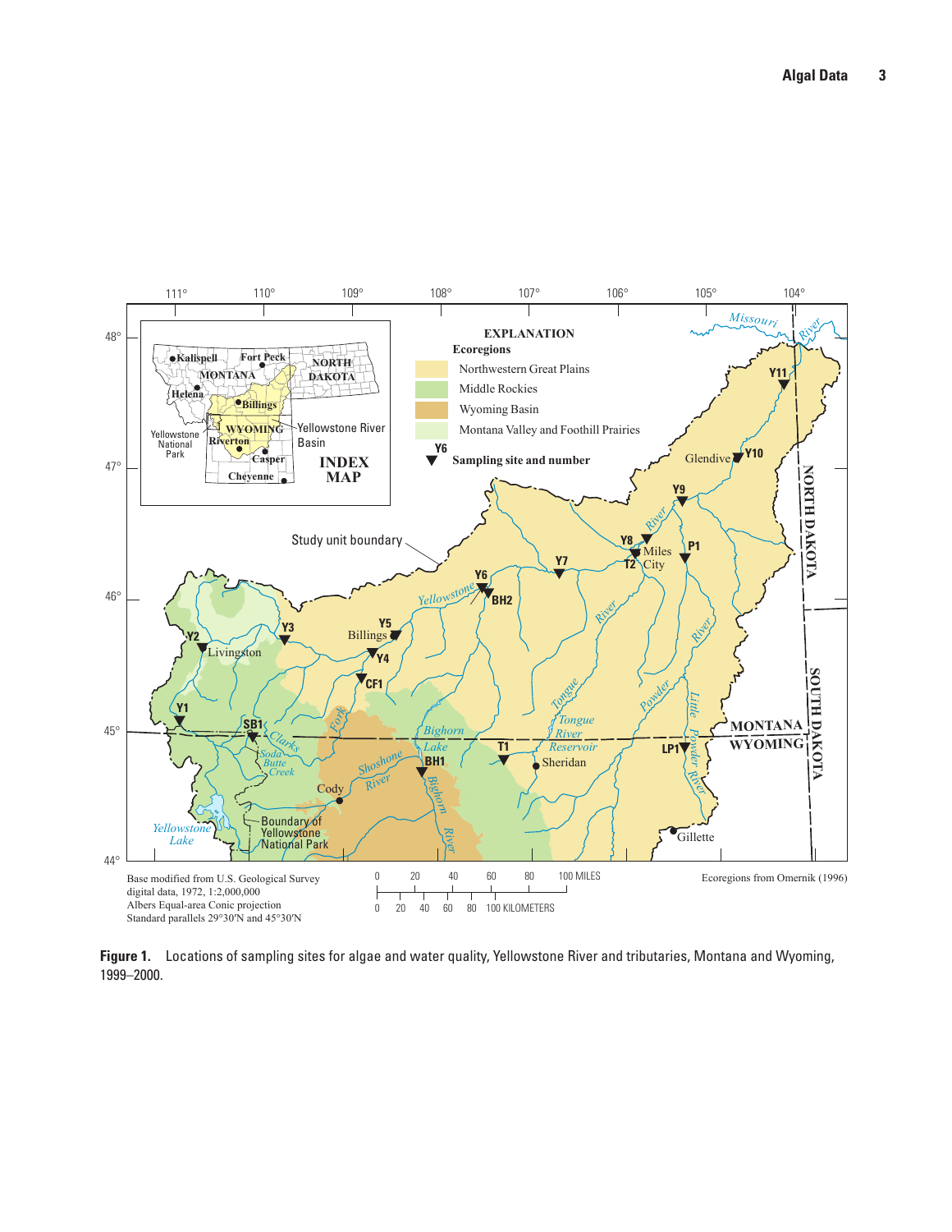**Figure 1.** Locations of sampling sites for algae and water quality, Yellowstone River and tributaries, Montana and Wyoming, 1999–2000.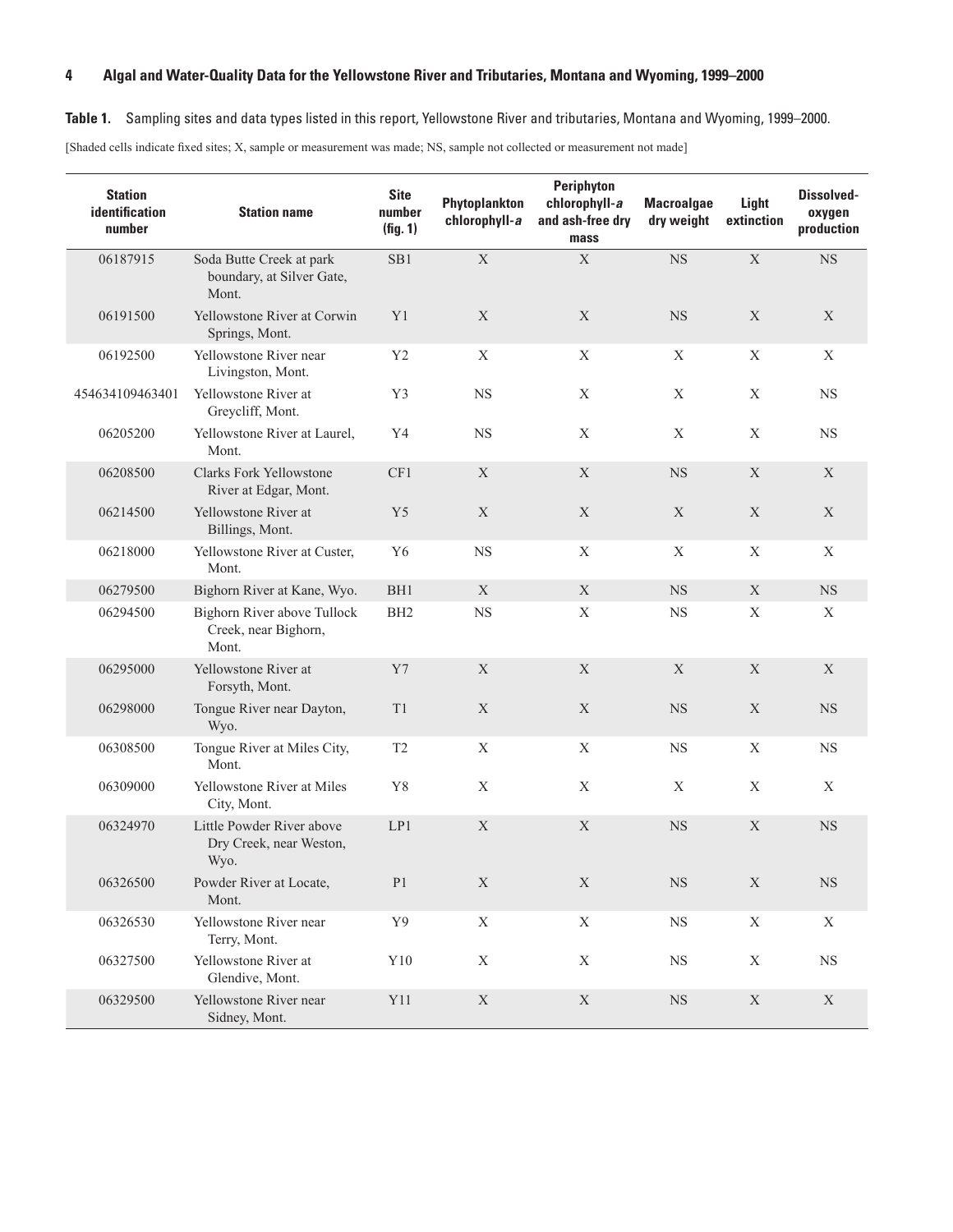**Table 1.** Sampling sites and data types listed in this report, Yellowstone River and tributaries, Montana and Wyoming, 1999–2000.

[Shaded cells indicate fixed sites; X, sample or measurement was made; NS, sample not collected or measurement not made]

| Station identification number | Station name | Site number (fig. 1) | Phytoplankton chlorophyll-*a* | Periphyton chlorophyll-*a* and ash-free dry mass | Macroalgae dry weight | Light extinction | Dissolved-oxygen production |
|---|---|---|---|---|---|---|---|
| 06187915 | Soda Butte Creek at park boundary, at Silver Gate, Mont. | SB1 | X | X | NS | X | NS |
| 06191500 | Yellowstone River at Corwin Springs, Mont. | Y1 | X | X | NS | X | X |
| 06192500 | Yellowstone River near Livingston, Mont. | Y2 | X | X | X | X | X |
| 454634109463401 | Yellowstone River at Greycliff, Mont. | Y3 | NS | X | X | X | NS |
| 06205200 | Yellowstone River at Laurel, Mont. | Y4 | NS | X | X | X | NS |
| 06208500 | Clarks Fork Yellowstone River at Edgar, Mont. | CF1 | X | X | NS | X | X |
| 06214500 | Yellowstone River at Billings, Mont. | Y5 | X | X | X | X | X |
| 06218000 | Yellowstone River at Custer, Mont. | Y6 | NS | X | X | X | X |
| 06279500 | Bighorn River at Kane, Wyo. | BH1 | X | X | NS | X | NS |
| 06294500 | Bighorn River above Tullock Creek, near Bighorn, Mont. | BH2 | NS | X | NS | X | X |
| 06295000 | Yellowstone River at Forsyth, Mont. | Y7 | X | X | X | X | X |
| 06298000 | Tongue River near Dayton, Wyo. | T1 | X | X | NS | X | NS |
| 06308500 | Tongue River at Miles City, Mont. | T2 | X | X | NS | X | NS |
| 06309000 | Yellowstone River at Miles City, Mont. | Y8 | X | X | X | X | X |
| 06324970 | Little Powder River above Dry Creek, near Weston, Wyo. | LP1 | X | X | NS | X | NS |
| 06326500 | Powder River at Locate, Mont. | P1 | X | X | NS | X | NS |
| 06326530 | Yellowstone River near Terry, Mont. | Y9 | X | X | NS | X | X |
| 06327500 | Yellowstone River at Glendive, Mont. | Y10 | X | X | NS | X | NS |
| 06329500 | Yellowstone River near Sidney, Mont. | Y11 | X | X | NS | X | X |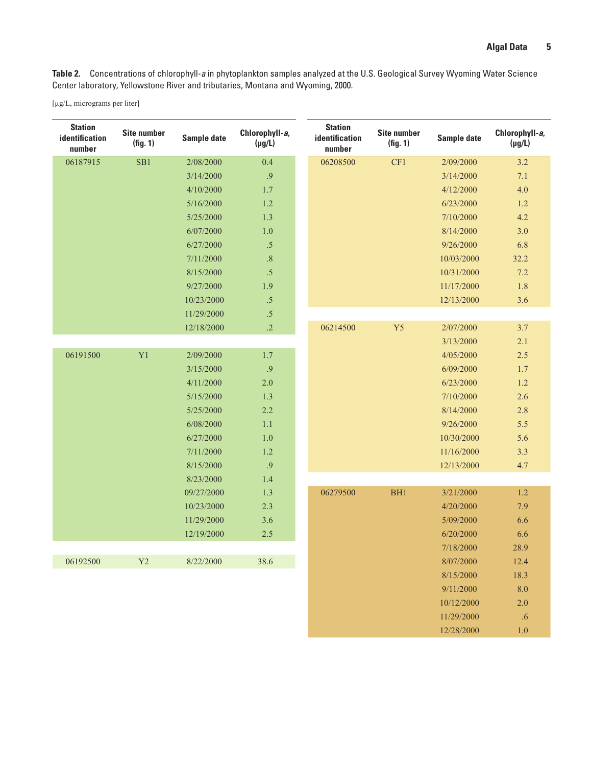**Table 2.** Concentrations of chlorophyll-*a* in phytoplankton samples analyzed at the U.S. Geological Survey Wyoming Water Science Center laboratory, Yellowstone River and tributaries, Montana and Wyoming, 2000.

[µg/L, micrograms per liter]

| Station identification number | Site number (fig. 1) | Sample date | Chlorophyll-*a*, (µg/L) |
|---|---|---|---|
| 06187915 | SB1 | 2/08/2000 | 0.4 |
| | | 3/14/2000 | .9 |
| | | 4/10/2000 | 1.7 |
| | | 5/16/2000 | 1.2 |
| | | 5/25/2000 | 1.3 |
| | | 6/07/2000 | 1.0 |
| | | 6/27/2000 | .5 |
| | | 7/11/2000 | .8 |
| | | 8/15/2000 | .5 |
| | | 9/27/2000 | 1.9 |
| | | 10/23/2000 | .5 |
| | | 11/29/2000 | .5 |
| | | 12/18/2000 | .2 |
| 06191500 | Y1 | 2/09/2000 | 1.7 |
| | | 3/15/2000 | .9 |
| | | 4/11/2000 | 2.0 |
| | | 5/15/2000 | 1.3 |
| | | 5/25/2000 | 2.2 |
| | | 6/08/2000 | 1.1 |
| | | 6/27/2000 | 1.0 |
| | | 7/11/2000 | 1.2 |
| | | 8/15/2000 | .9 |
| | | 8/23/2000 | 1.4 |
| | | 09/27/2000 | 1.3 |
| | | 10/23/2000 | 2.3 |
| | | 11/29/2000 | 3.6 |
| | | 12/19/2000 | 2.5 |
| 06192500 | Y2 | 8/22/2000 | 38.6 |
| 06208500 | CF1 | 2/09/2000 | 3.2 |
| | | 3/14/2000 | 7.1 |
| | | 4/12/2000 | 4.0 |
| | | 6/23/2000 | 1.2 |
| | | 7/10/2000 | 4.2 |
| | | 8/14/2000 | 3.0 |
| | | 9/26/2000 | 6.8 |
| | | 10/03/2000 | 32.2 |
| | | 10/31/2000 | 7.2 |
| | | 11/17/2000 | 1.8 |
| | | 12/13/2000 | 3.6 |
| 06214500 | Y5 | 2/07/2000 | 3.7 |
| | | 3/13/2000 | 2.1 |
| | | 4/05/2000 | 2.5 |
| | | 6/09/2000 | 1.7 |
| | | 6/23/2000 | 1.2 |
| | | 7/10/2000 | 2.6 |
| | | 8/14/2000 | 2.8 |
| | | 9/26/2000 | 5.5 |
| | | 10/30/2000 | 5.6 |
| | | 11/16/2000 | 3.3 |
| | | 12/13/2000 | 4.7 |
| 06279500 | BH1 | 3/21/2000 | 1.2 |
| | | 4/20/2000 | 7.9 |
| | | 5/09/2000 | 6.6 |
| | | 6/20/2000 | 6.6 |
| | | 7/18/2000 | 28.9 |
| | | 8/07/2000 | 12.4 |
| | | 8/15/2000 | 18.3 |
| | | 9/11/2000 | 8.0 |
| | | 10/12/2000 | 2.0 |
| | | 11/29/2000 | .6 |
| | | 12/28/2000 | 1.0 |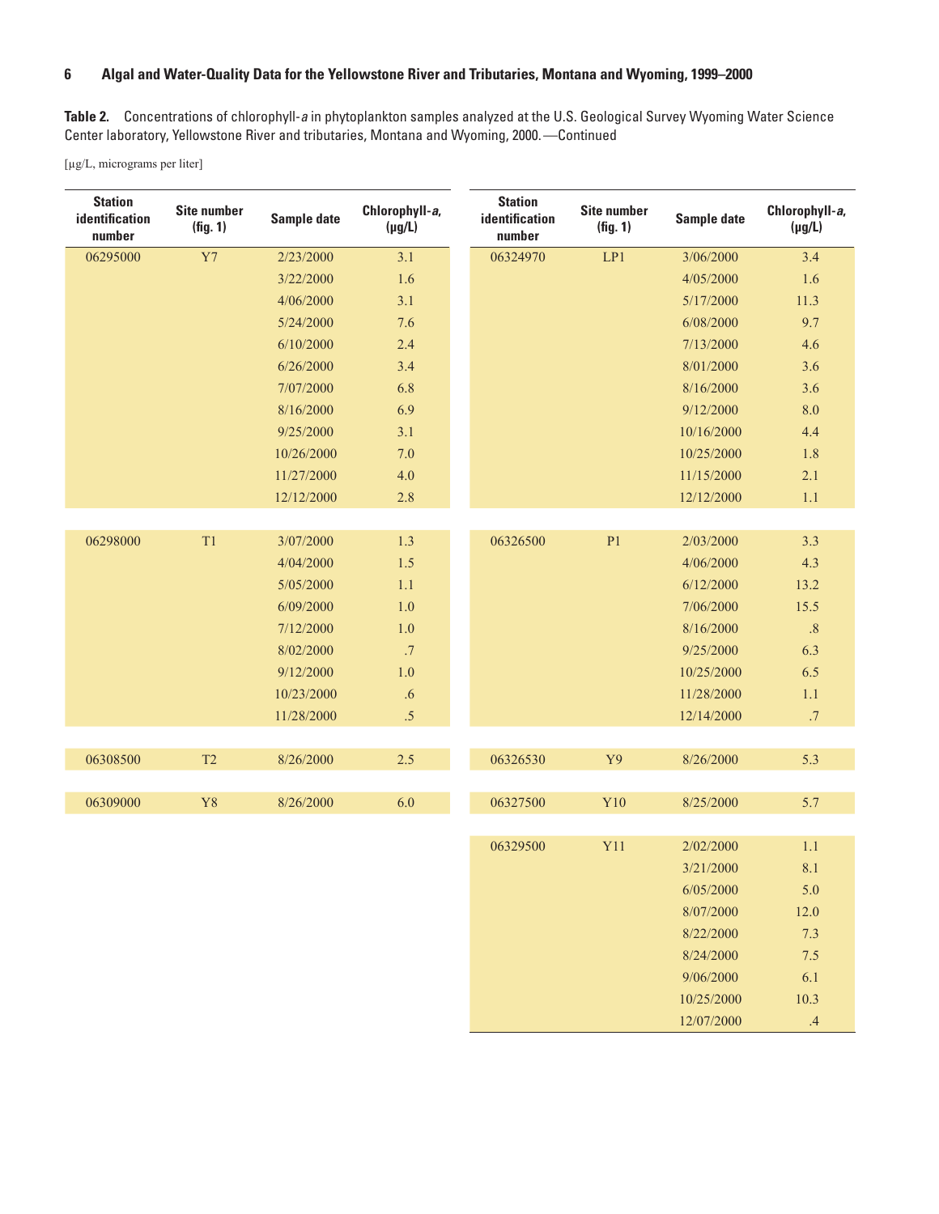**Table 2.** Concentrations of chlorophyll-*a* in phytoplankton samples analyzed at the U.S. Geological Survey Wyoming Water Science Center laboratory, Yellowstone River and tributaries, Montana and Wyoming, 2000.—Continued

[µg/L, micrograms per liter]

| Station identification number | Site number (fig. 1) | Sample date | Chlorophyll-*a*, (µg/L) |
|---|---|---|---|
| 06295000 | Y7 | 2/23/2000 | 3.1 |
| | | 3/22/2000 | 1.6 |
| | | 4/06/2000 | 3.1 |
| | | 5/24/2000 | 7.6 |
| | | 6/10/2000 | 2.4 |
| | | 6/26/2000 | 3.4 |
| | | 7/07/2000 | 6.8 |
| | | 8/16/2000 | 6.9 |
| | | 9/25/2000 | 3.1 |
| | | 10/26/2000 | 7.0 |
| | | 11/27/2000 | 4.0 |
| | | 12/12/2000 | 2.8 |
| 06298000 | T1 | 3/07/2000 | 1.3 |
| | | 4/04/2000 | 1.5 |
| | | 5/05/2000 | 1.1 |
| | | 6/09/2000 | 1.0 |
| | | 7/12/2000 | 1.0 |
| | | 8/02/2000 | .7 |
| | | 9/12/2000 | 1.0 |
| | | 10/23/2000 | .6 |
| | | 11/28/2000 | .5 |
| 06308500 | T2 | 8/26/2000 | 2.5 |
| 06309000 | Y8 | 8/26/2000 | 6.0 |
| 06324970 | LP1 | 3/06/2000 | 3.4 |
| | | 4/05/2000 | 1.6 |
| | | 5/17/2000 | 11.3 |
| | | 6/08/2000 | 9.7 |
| | | 7/13/2000 | 4.6 |
| | | 8/01/2000 | 3.6 |
| | | 8/16/2000 | 3.6 |
| | | 9/12/2000 | 8.0 |
| | | 10/16/2000 | 4.4 |
| | | 10/25/2000 | 1.8 |
| | | 11/15/2000 | 2.1 |
| | | 12/12/2000 | 1.1 |
| 06326500 | P1 | 2/03/2000 | 3.3 |
| | | 4/06/2000 | 4.3 |
| | | 6/12/2000 | 13.2 |
| | | 7/06/2000 | 15.5 |
| | | 8/16/2000 | .8 |
| | | 9/25/2000 | 6.3 |
| | | 10/25/2000 | 6.5 |
| | | 11/28/2000 | 1.1 |
| | | 12/14/2000 | .7 |
| 06326530 | Y9 | 8/26/2000 | 5.3 |
| 06327500 | Y10 | 8/25/2000 | 5.7 |
| 06329500 | Y11 | 2/02/2000 | 1.1 |
| | | 3/21/2000 | 8.1 |
| | | 6/05/2000 | 5.0 |
| | | 8/07/2000 | 12.0 |
| | | 8/22/2000 | 7.3 |
| | | 8/24/2000 | 7.5 |
| | | 9/06/2000 | 6.1 |
| | | 10/25/2000 | 10.3 |
| | | 12/07/2000 | .4 |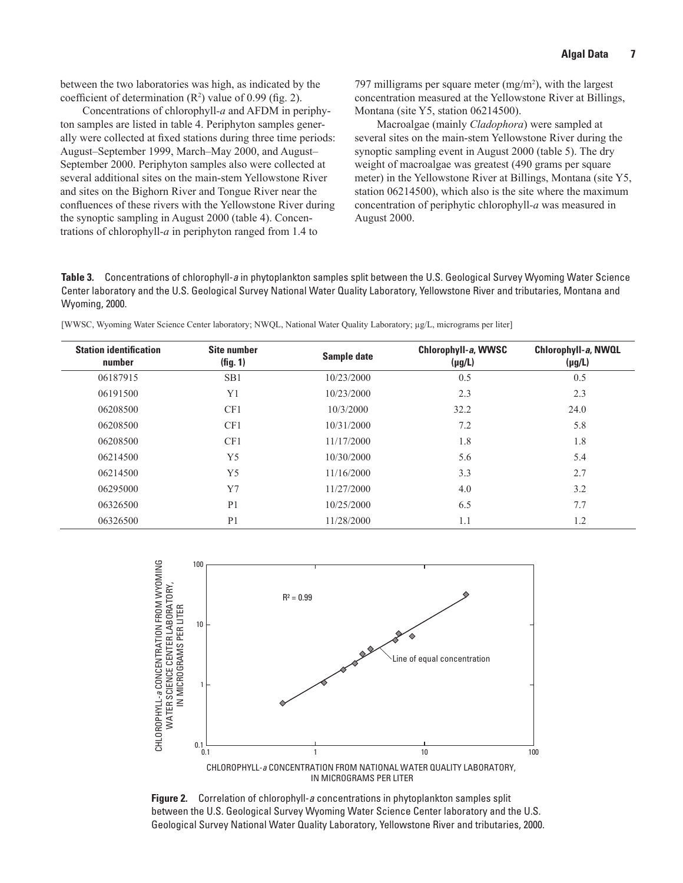between the two laboratories was high, as indicated by the coefficient of determination ($R^2$) value of 0.99 (fig. 2).

Concentrations of chlorophyll-*a* and AFDM in periphyton samples are listed in table 4. Periphyton samples generally were collected at fixed stations during three time periods: August–September 1999, March–May 2000, and August–September 2000. Periphyton samples also were collected at several additional sites on the main-stem Yellowstone River and sites on the Bighorn River and Tongue River near the confluences of these rivers with the Yellowstone River during the synoptic sampling in August 2000 (table 4). Concentrations of chlorophyll-*a* in periphyton ranged from 1.4 to 797 milligrams per square meter (mg/m$^2$), with the largest concentration measured at the Yellowstone River at Billings, Montana (site Y5, station 06214500).

Macroalgae (mainly *Cladophora*) were sampled at several sites on the main-stem Yellowstone River during the synoptic sampling event in August 2000 (table 5). The dry weight of macroalgae was greatest (490 grams per square meter) in the Yellowstone River at Billings, Montana (site Y5, station 06214500), which also is the site where the maximum concentration of periphytic chlorophyll-*a* was measured in August 2000.

**Table 3.** Concentrations of chlorophyll-*a* in phytoplankton samples split between the U.S. Geological Survey Wyoming Water Science Center laboratory and the U.S. Geological Survey National Water Quality Laboratory, Yellowstone River and tributaries, Montana and Wyoming, 2000.

[WWSC, Wyoming Water Science Center laboratory; NWQL, National Water Quality Laboratory; µg/L, micrograms per liter]

| Station identification number | Site number (fig. 1) | Sample date | Chlorophyll-*a*, WWSC (µg/L) | Chlorophyll-*a*, NWQL (µg/L) |
|---|---|---|---|---|
| 06187915 | SB1 | 10/23/2000 | 0.5 | 0.5 |
| 06191500 | Y1 | 10/23/2000 | 2.3 | 2.3 |
| 06208500 | CF1 | 10/3/2000 | 32.2 | 24.0 |
| 06208500 | CF1 | 10/31/2000 | 7.2 | 5.8 |
| 06208500 | CF1 | 11/17/2000 | 1.8 | 1.8 |
| 06214500 | Y5 | 10/30/2000 | 5.6 | 5.4 |
| 06214500 | Y5 | 11/16/2000 | 3.3 | 2.7 |
| 06295000 | Y7 | 11/27/2000 | 4.0 | 3.2 |
| 06326500 | P1 | 10/25/2000 | 6.5 | 7.7 |
| 06326500 | P1 | 11/28/2000 | 1.1 | 1.2 |

**Figure 2.** Correlation of chlorophyll-*a* concentrations in phytoplankton samples split between the U.S. Geological Survey Wyoming Water Science Center laboratory and the U.S. Geological Survey National Water Quality Laboratory, Yellowstone River and tributaries, 2000.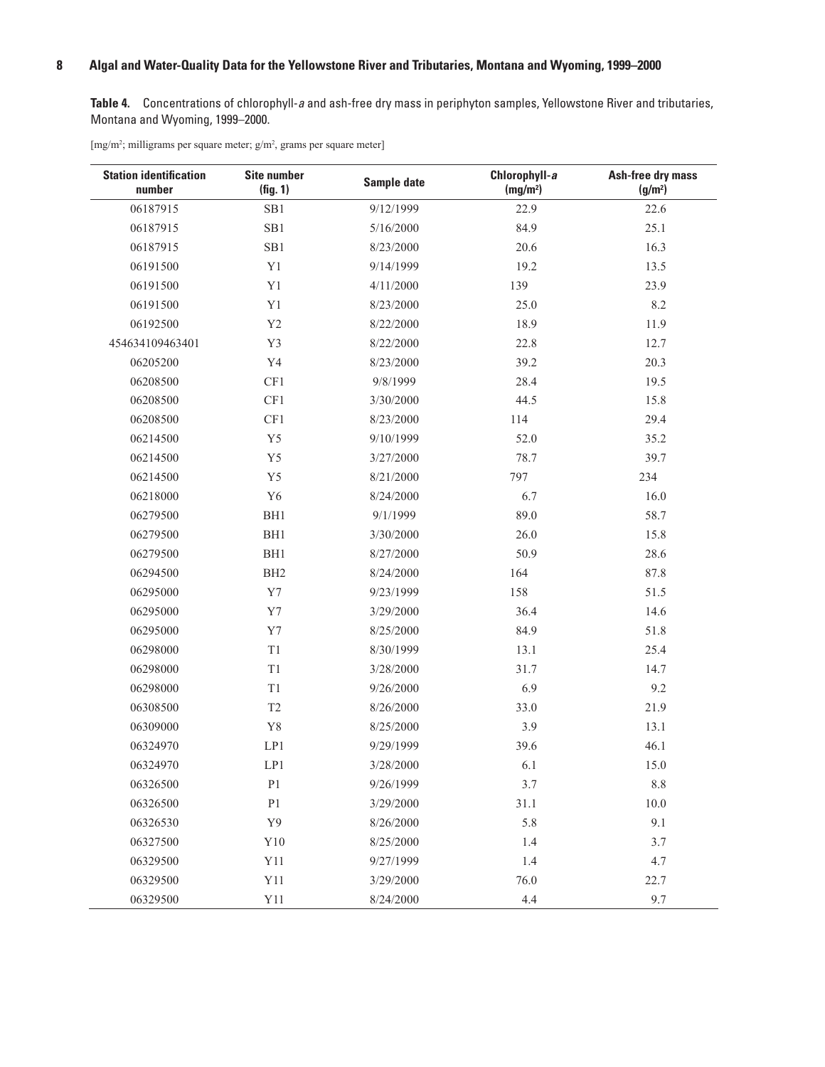**Table 4.** Concentrations of chlorophyll-*a* and ash-free dry mass in periphyton samples, Yellowstone River and tributaries, Montana and Wyoming, 1999–2000.

[mg/m²; milligrams per square meter; g/m², grams per square meter]

| Station identification number | Site number (fig. 1) | Sample date | Chlorophyll-*a* (mg/m²) | Ash-free dry mass (g/m²) |
|---|---|---|---|---|
| 06187915 | SB1 | 9/12/1999 | 22.9 | 22.6 |
| 06187915 | SB1 | 5/16/2000 | 84.9 | 25.1 |
| 06187915 | SB1 | 8/23/2000 | 20.6 | 16.3 |
| 06191500 | Y1 | 9/14/1999 | 19.2 | 13.5 |
| 06191500 | Y1 | 4/11/2000 | 139 | 23.9 |
| 06191500 | Y1 | 8/23/2000 | 25.0 | 8.2 |
| 06192500 | Y2 | 8/22/2000 | 18.9 | 11.9 |
| 454634109463401 | Y3 | 8/22/2000 | 22.8 | 12.7 |
| 06205200 | Y4 | 8/23/2000 | 39.2 | 20.3 |
| 06208500 | CF1 | 9/8/1999 | 28.4 | 19.5 |
| 06208500 | CF1 | 3/30/2000 | 44.5 | 15.8 |
| 06208500 | CF1 | 8/23/2000 | 114 | 29.4 |
| 06214500 | Y5 | 9/10/1999 | 52.0 | 35.2 |
| 06214500 | Y5 | 3/27/2000 | 78.7 | 39.7 |
| 06214500 | Y5 | 8/21/2000 | 797 | 234 |
| 06218000 | Y6 | 8/24/2000 | 6.7 | 16.0 |
| 06279500 | BH1 | 9/1/1999 | 89.0 | 58.7 |
| 06279500 | BH1 | 3/30/2000 | 26.0 | 15.8 |
| 06279500 | BH1 | 8/27/2000 | 50.9 | 28.6 |
| 06294500 | BH2 | 8/24/2000 | 164 | 87.8 |
| 06295000 | Y7 | 9/23/1999 | 158 | 51.5 |
| 06295000 | Y7 | 3/29/2000 | 36.4 | 14.6 |
| 06295000 | Y7 | 8/25/2000 | 84.9 | 51.8 |
| 06298000 | T1 | 8/30/1999 | 13.1 | 25.4 |
| 06298000 | T1 | 3/28/2000 | 31.7 | 14.7 |
| 06298000 | T1 | 9/26/2000 | 6.9 | 9.2 |
| 06308500 | T2 | 8/26/2000 | 33.0 | 21.9 |
| 06309000 | Y8 | 8/25/2000 | 3.9 | 13.1 |
| 06324970 | LP1 | 9/29/1999 | 39.6 | 46.1 |
| 06324970 | LP1 | 3/28/2000 | 6.1 | 15.0 |
| 06326500 | P1 | 9/26/1999 | 3.7 | 8.8 |
| 06326500 | P1 | 3/29/2000 | 31.1 | 10.0 |
| 06326530 | Y9 | 8/26/2000 | 5.8 | 9.1 |
| 06327500 | Y10 | 8/25/2000 | 1.4 | 3.7 |
| 06329500 | Y11 | 9/27/1999 | 1.4 | 4.7 |
| 06329500 | Y11 | 3/29/2000 | 76.0 | 22.7 |
| 06329500 | Y11 | 8/24/2000 | 4.4 | 9.7 |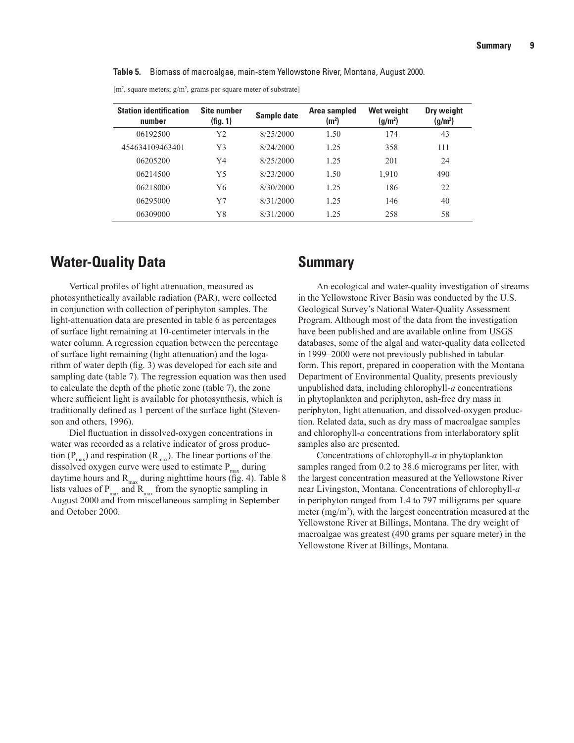**Table 5.** Biomass of macroalgae, main-stem Yellowstone River, Montana, August 2000.

[$m^2$, square meters; $g/m^2$, grams per square meter of substrate]

| Station identification number | Site number (fig. 1) | Sample date | Area sampled ($m^2$) | Wet weight ($g/m^2$) | Dry weight ($g/m^2$) |
|---|---|---|---|---|---|
| 06192500 | Y2 | 8/25/2000 | 1.50 | 174 | 43 |
| 454634109463401 | Y3 | 8/24/2000 | 1.25 | 358 | 111 |
| 06205200 | Y4 | 8/25/2000 | 1.25 | 201 | 24 |
| 06214500 | Y5 | 8/23/2000 | 1.50 | 1,910 | 490 |
| 06218000 | Y6 | 8/30/2000 | 1.25 | 186 | 22 |
| 06295000 | Y7 | 8/31/2000 | 1.25 | 146 | 40 |
| 06309000 | Y8 | 8/31/2000 | 1.25 | 258 | 58 |

## Water-Quality Data

Vertical profiles of light attenuation, measured as photosynthetically available radiation (PAR), were collected in conjunction with collection of periphyton samples. The light-attenuation data are presented in table 6 as percentages of surface light remaining at 10-centimeter intervals in the water column. A regression equation between the percentage of surface light remaining (light attenuation) and the logarithm of water depth (fig. 3) was developed for each site and sampling date (table 7). The regression equation was then used to calculate the depth of the photic zone (table 7), the zone where sufficient light is available for photosynthesis, which is traditionally defined as 1 percent of the surface light (Stevenson and others, 1996).

Diel fluctuation in dissolved-oxygen concentrations in water was recorded as a relative indicator of gross production ($P_{max}$) and respiration ($R_{max}$). The linear portions of the dissolved oxygen curve were used to estimate $P_{max}$ during daytime hours and $R_{max}$ during nighttime hours (fig. 4). Table 8 lists values of $P_{max}$ and $R_{max}$ from the synoptic sampling in August 2000 and from miscellaneous sampling in September and October 2000.

## Summary

An ecological and water-quality investigation of streams in the Yellowstone River Basin was conducted by the U.S. Geological Survey's National Water-Quality Assessment Program. Although most of the data from the investigation have been published and are available online from USGS databases, some of the algal and water-quality data collected in 1999–2000 were not previously published in tabular form. This report, prepared in cooperation with the Montana Department of Environmental Quality, presents previously unpublished data, including chlorophyll-*a* concentrations in phytoplankton and periphyton, ash-free dry mass in periphyton, light attenuation, and dissolved-oxygen production. Related data, such as dry mass of macroalgae samples and chlorophyll-*a* concentrations from interlaboratory split samples also are presented.

Concentrations of chlorophyll-*a* in phytoplankton samples ranged from 0.2 to 38.6 micrograms per liter, with the largest concentration measured at the Yellowstone River near Livingston, Montana. Concentrations of chlorophyll-*a* in periphyton ranged from 1.4 to 797 milligrams per square meter ($mg/m^2$), with the largest concentration measured at the Yellowstone River at Billings, Montana. The dry weight of macroalgae was greatest (490 grams per square meter) in the Yellowstone River at Billings, Montana.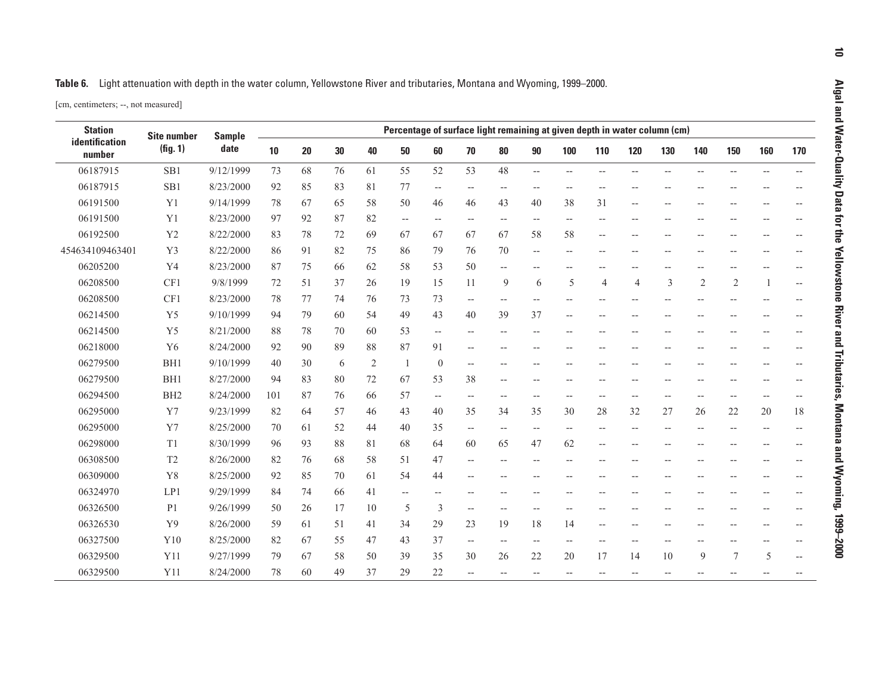**Table 6.** Light attenuation with depth in the water column, Yellowstone River and tributaries, Montana and Wyoming, 1999–2000.

[cm, centimeters; --, not measured]

| Station identification number | Site number (fig. 1) | Sample date | Percentage of surface light remaining at given depth in water column (cm) | | | | | | | | | | | | | | | | |
|---|---|---|---|---|---|---|---|---|---|---|---|---|---|---|---|---|---|---|---|
| | | | 10 | 20 | 30 | 40 | 50 | 60 | 70 | 80 | 90 | 100 | 110 | 120 | 130 | 140 | 150 | 160 | 170 |
| 06187915 | SB1 | 9/12/1999 | 73 | 68 | 76 | 61 | 55 | 52 | 53 | 48 | -- | -- | -- | -- | -- | -- | -- | -- | -- |
| 06187915 | SB1 | 8/23/2000 | 92 | 85 | 83 | 81 | 77 | -- | -- | -- | -- | -- | -- | -- | -- | -- | -- | -- | -- |
| 06191500 | Y1 | 9/14/1999 | 78 | 67 | 65 | 58 | 50 | 46 | 46 | 43 | 40 | 38 | 31 | -- | -- | -- | -- | -- | -- |
| 06191500 | Y1 | 8/23/2000 | 97 | 92 | 87 | 82 | -- | -- | -- | -- | -- | -- | -- | -- | -- | -- | -- | -- | -- |
| 06192500 | Y2 | 8/22/2000 | 83 | 78 | 72 | 69 | 67 | 67 | 67 | 67 | 58 | 58 | -- | -- | -- | -- | -- | -- | -- |
| 454634109463401 | Y3 | 8/22/2000 | 86 | 91 | 82 | 75 | 86 | 79 | 76 | 70 | -- | -- | -- | -- | -- | -- | -- | -- | -- |
| 06205200 | Y4 | 8/23/2000 | 87 | 75 | 66 | 62 | 58 | 53 | 50 | -- | -- | -- | -- | -- | -- | -- | -- | -- | -- |
| 06208500 | CF1 | 9/8/1999 | 72 | 51 | 37 | 26 | 19 | 15 | 11 | 9 | 6 | 5 | 4 | 4 | 3 | 2 | 2 | 1 | -- |
| 06208500 | CF1 | 8/23/2000 | 78 | 77 | 74 | 76 | 73 | 73 | -- | -- | -- | -- | -- | -- | -- | -- | -- | -- | -- |
| 06214500 | Y5 | 9/10/1999 | 94 | 79 | 60 | 54 | 49 | 43 | 40 | 39 | 37 | -- | -- | -- | -- | -- | -- | -- | -- |
| 06214500 | Y5 | 8/21/2000 | 88 | 78 | 70 | 60 | 53 | -- | -- | -- | -- | -- | -- | -- | -- | -- | -- | -- | -- |
| 06218000 | Y6 | 8/24/2000 | 92 | 90 | 89 | 88 | 87 | 91 | -- | -- | -- | -- | -- | -- | -- | -- | -- | -- | -- |
| 06279500 | BH1 | 9/10/1999 | 40 | 30 | 6 | 2 | 1 | 0 | -- | -- | -- | -- | -- | -- | -- | -- | -- | -- | -- |
| 06279500 | BH1 | 8/27/2000 | 94 | 83 | 80 | 72 | 67 | 53 | 38 | -- | -- | -- | -- | -- | -- | -- | -- | -- | -- |
| 06294500 | BH2 | 8/24/2000 | 101 | 87 | 76 | 66 | 57 | -- | -- | -- | -- | -- | -- | -- | -- | -- | -- | -- | -- |
| 06295000 | Y7 | 9/23/1999 | 82 | 64 | 57 | 46 | 43 | 40 | 35 | 34 | 35 | 30 | 28 | 32 | 27 | 26 | 22 | 20 | 18 |
| 06295000 | Y7 | 8/25/2000 | 70 | 61 | 52 | 44 | 40 | 35 | -- | -- | -- | -- | -- | -- | -- | -- | -- | -- | -- |
| 06298000 | T1 | 8/30/1999 | 96 | 93 | 88 | 81 | 68 | 64 | 60 | 65 | 47 | 62 | -- | -- | -- | -- | -- | -- | -- |
| 06308500 | T2 | 8/26/2000 | 82 | 76 | 68 | 58 | 51 | 47 | -- | -- | -- | -- | -- | -- | -- | -- | -- | -- | -- |
| 06309000 | Y8 | 8/25/2000 | 92 | 85 | 70 | 61 | 54 | 44 | -- | -- | -- | -- | -- | -- | -- | -- | -- | -- | -- |
| 06324970 | LP1 | 9/29/1999 | 84 | 74 | 66 | 41 | -- | -- | -- | -- | -- | -- | -- | -- | -- | -- | -- | -- | -- |
| 06326500 | P1 | 9/26/1999 | 50 | 26 | 17 | 10 | 5 | 3 | -- | -- | -- | -- | -- | -- | -- | -- | -- | -- | -- |
| 06326530 | Y9 | 8/26/2000 | 59 | 61 | 51 | 41 | 34 | 29 | 23 | 19 | 18 | 14 | -- | -- | -- | -- | -- | -- | -- |
| 06327500 | Y10 | 8/25/2000 | 82 | 67 | 55 | 47 | 43 | 37 | -- | -- | -- | -- | -- | -- | -- | -- | -- | -- | -- |
| 06329500 | Y11 | 9/27/1999 | 79 | 67 | 58 | 50 | 39 | 35 | 30 | 26 | 22 | 20 | 17 | 14 | 10 | 9 | 7 | 5 | -- |
| 06329500 | Y11 | 8/24/2000 | 78 | 60 | 49 | 37 | 29 | 22 | -- | -- | -- | -- | -- | -- | -- | -- | -- | -- | -- |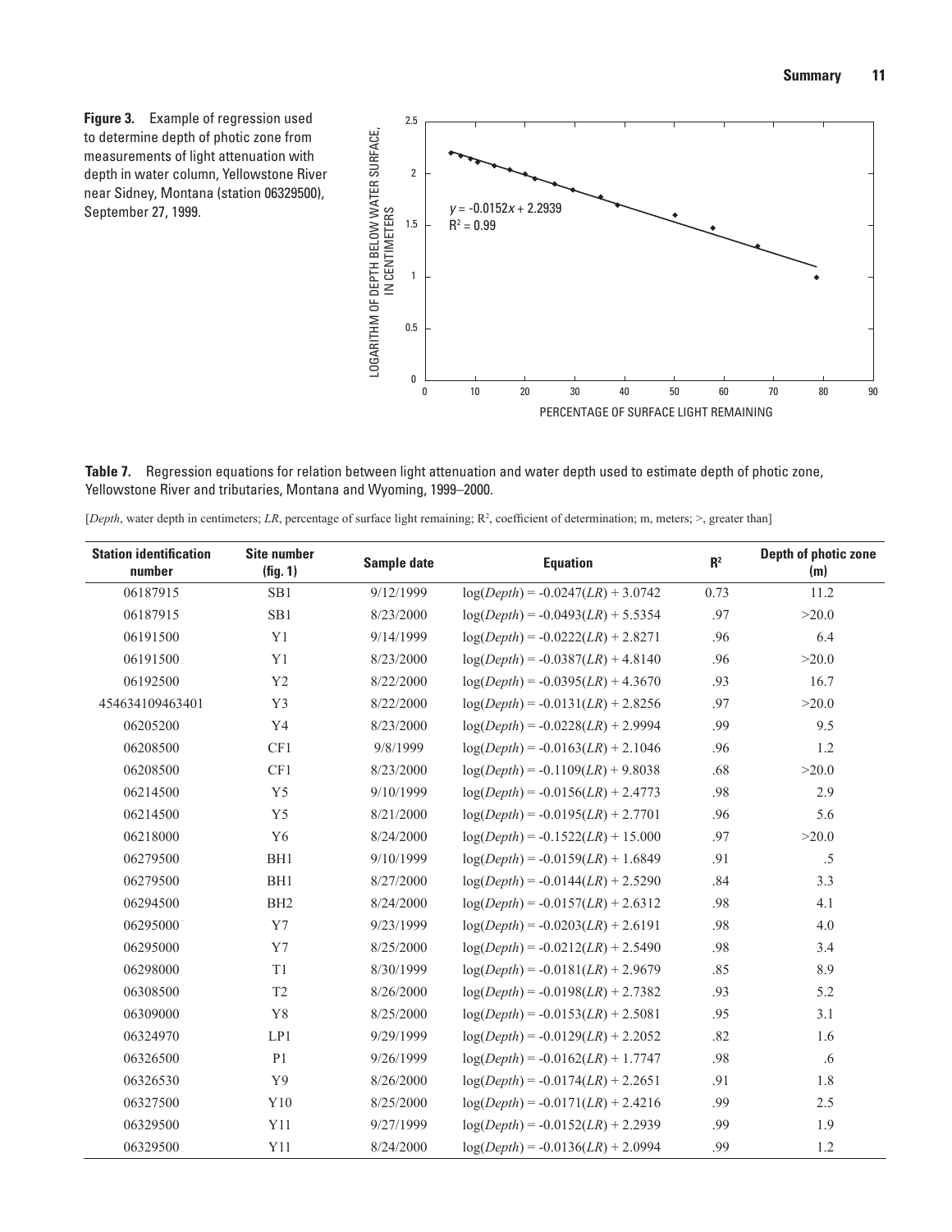**Figure 3.** Example of regression used to determine depth of photic zone from measurements of light attenuation with depth in water column, Yellowstone River near Sidney, Montana (station 06329500), September 27, 1999.

**Table 7.** Regression equations for relation between light attenuation and water depth used to estimate depth of photic zone, Yellowstone River and tributaries, Montana and Wyoming, 1999–2000.

[*Depth*, water depth in centimeters; *LR*, percentage of surface light remaining; $R^2$, coefficient of determination; m, meters; >, greater than]

| Station identification number | Site number (fig. 1) | Sample date | Equation | $R^2$ | Depth of photic zone (m) |
|---|---|---|---|---|---|
| 06187915 | SB1 | 9/12/1999 | $\log(Depth) = -0.0247(LR) + 3.0742$ | 0.73 | 11.2 |
| 06187915 | SB1 | 8/23/2000 | $\log(Depth) = -0.0493(LR) + 5.5354$ | .97 | >20.0 |
| 06191500 | Y1 | 9/14/1999 | $\log(Depth) = -0.0222(LR) + 2.8271$ | .96 | 6.4 |
| 06191500 | Y1 | 8/23/2000 | $\log(Depth) = -0.0387(LR) + 4.8140$ | .96 | >20.0 |
| 06192500 | Y2 | 8/22/2000 | $\log(Depth) = -0.0395(LR) + 4.3670$ | .93 | 16.7 |
| 454634109463401 | Y3 | 8/22/2000 | $\log(Depth) = -0.0131(LR) + 2.8256$ | .97 | >20.0 |
| 06205200 | Y4 | 8/23/2000 | $\log(Depth) = -0.0228(LR) + 2.9994$ | .99 | 9.5 |
| 06208500 | CF1 | 9/8/1999 | $\log(Depth) = -0.0163(LR) + 2.1046$ | .96 | 1.2 |
| 06208500 | CF1 | 8/23/2000 | $\log(Depth) = -0.1109(LR) + 9.8038$ | .68 | >20.0 |
| 06214500 | Y5 | 9/10/1999 | $\log(Depth) = -0.0156(LR) + 2.4773$ | .98 | 2.9 |
| 06214500 | Y5 | 8/21/2000 | $\log(Depth) = -0.0195(LR) + 2.7701$ | .96 | 5.6 |
| 06218000 | Y6 | 8/24/2000 | $\log(Depth) = -0.1522(LR) + 15.000$ | .97 | >20.0 |
| 06279500 | BH1 | 9/10/1999 | $\log(Depth) = -0.0159(LR) + 1.6849$ | .91 | .5 |
| 06279500 | BH1 | 8/27/2000 | $\log(Depth) = -0.0144(LR) + 2.5290$ | .84 | 3.3 |
| 06294500 | BH2 | 8/24/2000 | $\log(Depth) = -0.0157(LR) + 2.6312$ | .98 | 4.1 |
| 06295000 | Y7 | 9/23/1999 | $\log(Depth) = -0.0203(LR) + 2.6191$ | .98 | 4.0 |
| 06295000 | Y7 | 8/25/2000 | $\log(Depth) = -0.0212(LR) + 2.5490$ | .98 | 3.4 |
| 06298000 | T1 | 8/30/1999 | $\log(Depth) = -0.0181(LR) + 2.9679$ | .85 | 8.9 |
| 06308500 | T2 | 8/26/2000 | $\log(Depth) = -0.0198(LR) + 2.7382$ | .93 | 5.2 |
| 06309000 | Y8 | 8/25/2000 | $\log(Depth) = -0.0153(LR) + 2.5081$ | .95 | 3.1 |
| 06324970 | LP1 | 9/29/1999 | $\log(Depth) = -0.0129(LR) + 2.2052$ | .82 | 1.6 |
| 06326500 | P1 | 9/26/1999 | $\log(Depth) = -0.0162(LR) + 1.7747$ | .98 | .6 |
| 06326530 | Y9 | 8/26/2000 | $\log(Depth) = -0.0174(LR) + 2.2651$ | .91 | 1.8 |
| 06327500 | Y10 | 8/25/2000 | $\log(Depth) = -0.0171(LR) + 2.4216$ | .99 | 2.5 |
| 06329500 | Y11 | 9/27/1999 | $\log(Depth) = -0.0152(LR) + 2.2939$ | .99 | 1.9 |
| 06329500 | Y11 | 8/24/2000 | $\log(Depth) = -0.0136(LR) + 2.0994$ | .99 | 1.2 |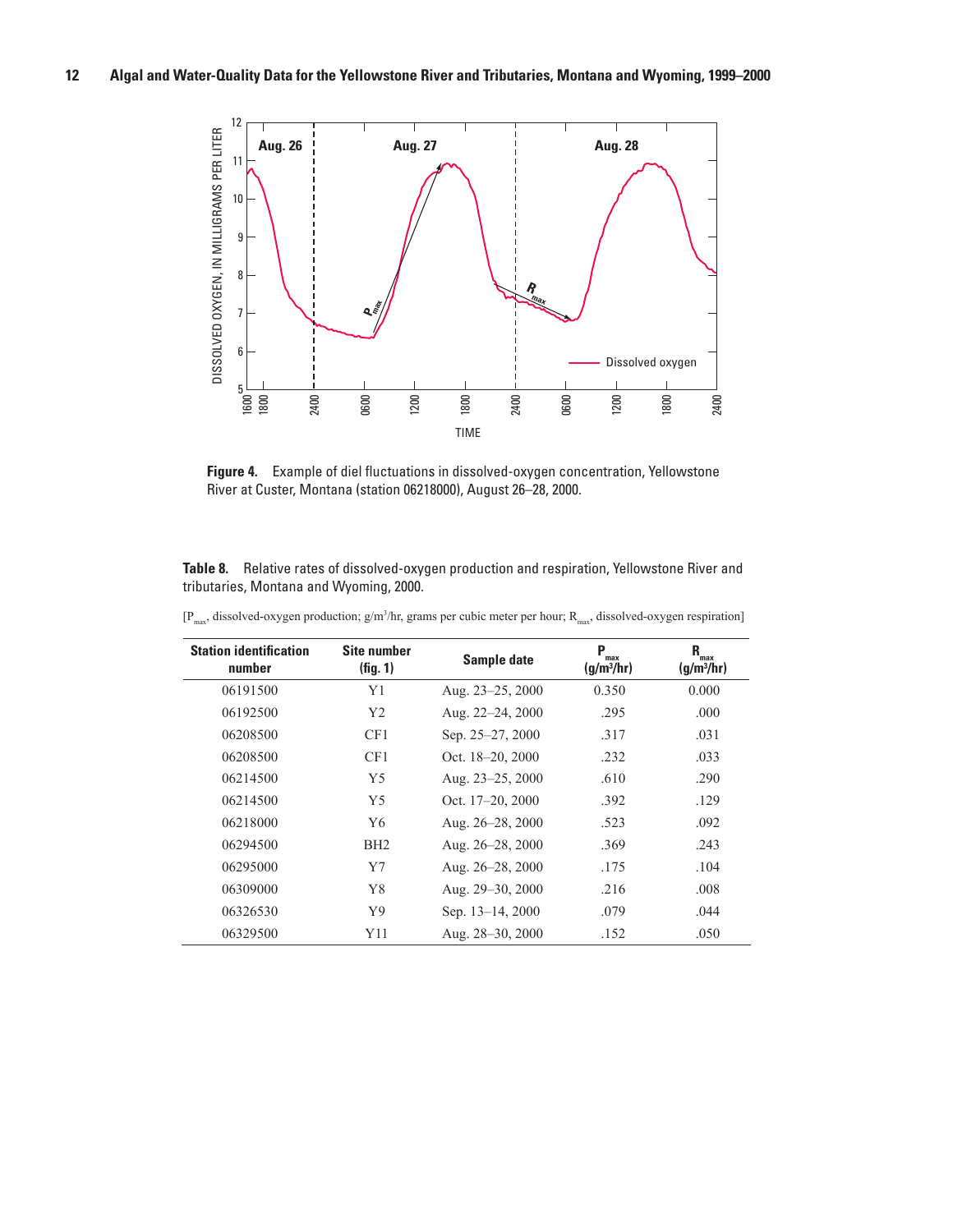**Figure 4.** Example of diel fluctuations in dissolved-oxygen concentration, Yellowstone River at Custer, Montana (station 06218000), August 26–28, 2000.

**Table 8.** Relative rates of dissolved-oxygen production and respiration, Yellowstone River and tributaries, Montana and Wyoming, 2000.

[$P_{max}$, dissolved-oxygen production; g/m$^3$/hr, grams per cubic meter per hour; $R_{max}$, dissolved-oxygen respiration]

| Station identification number | Site number (fig. 1) | Sample date | $P_{max}$ (g/m$^3$/hr) | $R_{max}$ (g/m$^3$/hr) |
|---|---|---|---|---|
| 06191500 | Y1 | Aug. 23–25, 2000 | 0.350 | 0.000 |
| 06192500 | Y2 | Aug. 22–24, 2000 | .295 | .000 |
| 06208500 | CF1 | Sep. 25–27, 2000 | .317 | .031 |
| 06208500 | CF1 | Oct. 18–20, 2000 | .232 | .033 |
| 06214500 | Y5 | Aug. 23–25, 2000 | .610 | .290 |
| 06214500 | Y5 | Oct. 17–20, 2000 | .392 | .129 |
| 06218000 | Y6 | Aug. 26–28, 2000 | .523 | .092 |
| 06294500 | BH2 | Aug. 26–28, 2000 | .369 | .243 |
| 06295000 | Y7 | Aug. 26–28, 2000 | .175 | .104 |
| 06309000 | Y8 | Aug. 29–30, 2000 | .216 | .008 |
| 06326530 | Y9 | Sep. 13–14, 2000 | .079 | .044 |
| 06329500 | Y11 | Aug. 28–30, 2000 | .152 | .050 |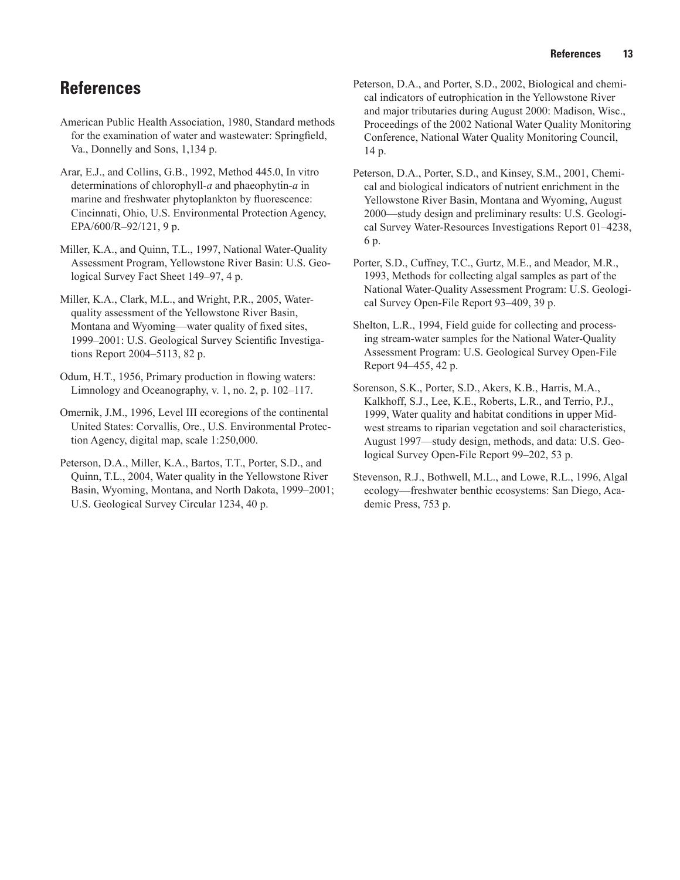# References

American Public Health Association, 1980, Standard methods for the examination of water and wastewater: Springfield, Va., Donnelly and Sons, 1,134 p.

Arar, E.J., and Collins, G.B., 1992, Method 445.0, In vitro determinations of chlorophyll-*a* and phaeophytin-*a* in marine and freshwater phytoplankton by fluorescence: Cincinnati, Ohio, U.S. Environmental Protection Agency, EPA/600/R–92/121, 9 p.

Miller, K.A., and Quinn, T.L., 1997, National Water-Quality Assessment Program, Yellowstone River Basin: U.S. Geological Survey Fact Sheet 149–97, 4 p.

Miller, K.A., Clark, M.L., and Wright, P.R., 2005, Water-quality assessment of the Yellowstone River Basin, Montana and Wyoming—water quality of fixed sites, 1999–2001: U.S. Geological Survey Scientific Investigations Report 2004–5113, 82 p.

Odum, H.T., 1956, Primary production in flowing waters: Limnology and Oceanography, v. 1, no. 2, p. 102–117.

Omernik, J.M., 1996, Level III ecoregions of the continental United States: Corvallis, Ore., U.S. Environmental Protection Agency, digital map, scale 1:250,000.

Peterson, D.A., Miller, K.A., Bartos, T.T., Porter, S.D., and Quinn, T.L., 2004, Water quality in the Yellowstone River Basin, Wyoming, Montana, and North Dakota, 1999–2001; U.S. Geological Survey Circular 1234, 40 p.

Peterson, D.A., and Porter, S.D., 2002, Biological and chemical indicators of eutrophication in the Yellowstone River and major tributaries during August 2000: Madison, Wisc., Proceedings of the 2002 National Water Quality Monitoring Conference, National Water Quality Monitoring Council, 14 p.

Peterson, D.A., Porter, S.D., and Kinsey, S.M., 2001, Chemical and biological indicators of nutrient enrichment in the Yellowstone River Basin, Montana and Wyoming, August 2000—study design and preliminary results: U.S. Geological Survey Water-Resources Investigations Report 01–4238, 6 p.

Porter, S.D., Cuffney, T.C., Gurtz, M.E., and Meador, M.R., 1993, Methods for collecting algal samples as part of the National Water-Quality Assessment Program: U.S. Geological Survey Open-File Report 93–409, 39 p.

Shelton, L.R., 1994, Field guide for collecting and processing stream-water samples for the National Water-Quality Assessment Program: U.S. Geological Survey Open-File Report 94–455, 42 p.

Sorenson, S.K., Porter, S.D., Akers, K.B., Harris, M.A., Kalkhoff, S.J., Lee, K.E., Roberts, L.R., and Terrio, P.J., 1999, Water quality and habitat conditions in upper Midwest streams to riparian vegetation and soil characteristics, August 1997—study design, methods, and data: U.S. Geological Survey Open-File Report 99–202, 53 p.

Stevenson, R.J., Bothwell, M.L., and Lowe, R.L., 1996, Algal ecology—freshwater benthic ecosystems: San Diego, Academic Press, 753 p.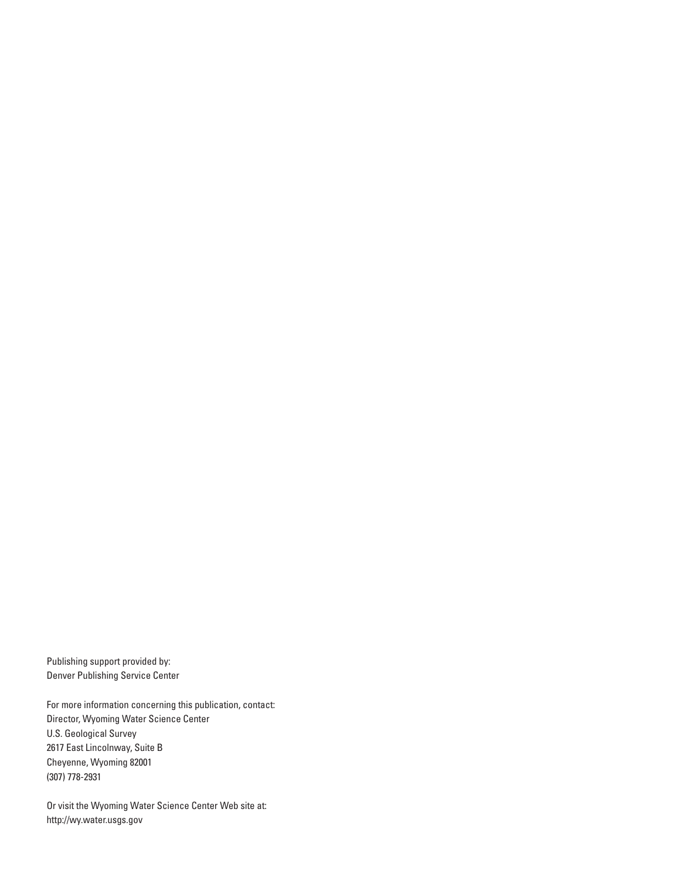Publishing support provided by:
Denver Publishing Service Center

For more information concerning this publication, contact:
Director, Wyoming Water Science Center
U.S. Geological Survey
2617 East Lincolnway, Suite B
Cheyenne, Wyoming 82001
(307) 778-2931

Or visit the Wyoming Water Science Center Web site at:
http://wy.water.usgs.gov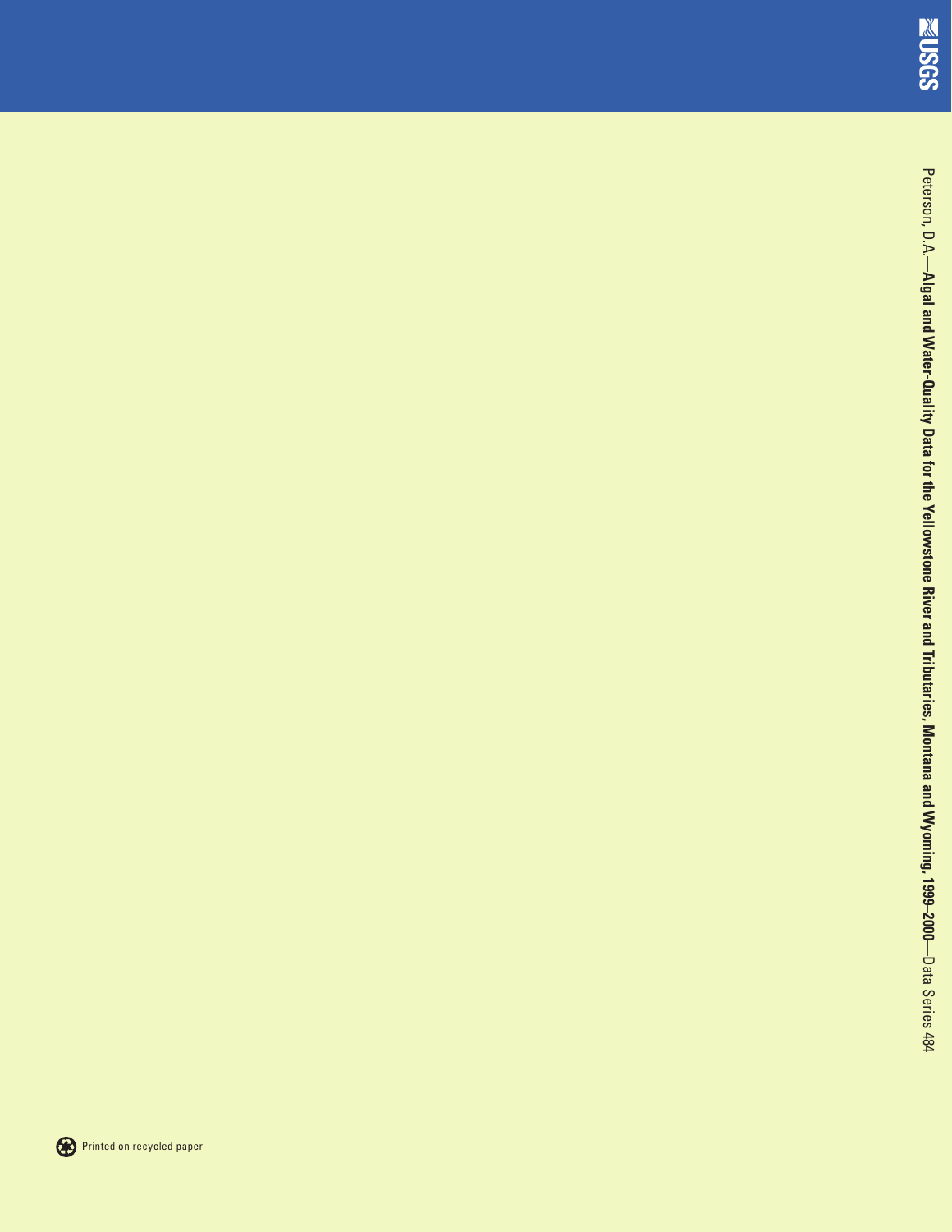Peterson, D.A.—**Algal and Water-Quality Data for the Yellowstone River and Tributaries, Montana and Wyoming, 1999–2000**—Data Series 484

Printed on recycled paper